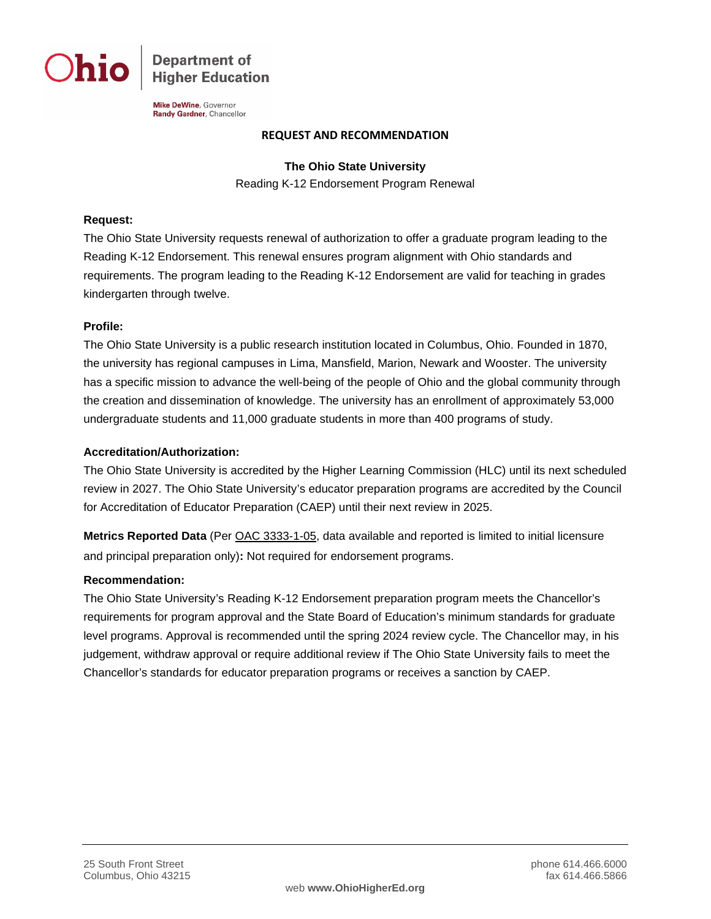Ohio | Department of Higher Education

**Mike DeWine**, Governor
**Randy Gardner**, Chancellor

# REQUEST AND RECOMMENDATION

## The Ohio State University

Reading K-12 Endorsement Program Renewal

**Request:**

The Ohio State University requests renewal of authorization to offer a graduate program leading to the Reading K-12 Endorsement. This renewal ensures program alignment with Ohio standards and requirements. The program leading to the Reading K-12 Endorsement are valid for teaching in grades kindergarten through twelve.

**Profile:**

The Ohio State University is a public research institution located in Columbus, Ohio. Founded in 1870, the university has regional campuses in Lima, Mansfield, Marion, Newark and Wooster. The university has a specific mission to advance the well-being of the people of Ohio and the global community through the creation and dissemination of knowledge. The university has an enrollment of approximately 53,000 undergraduate students and 11,000 graduate students in more than 400 programs of study.

**Accreditation/Authorization:**

The Ohio State University is accredited by the Higher Learning Commission (HLC) until its next scheduled review in 2027. The Ohio State University's educator preparation programs are accredited by the Council for Accreditation of Educator Preparation (CAEP) until their next review in 2025.

**Metrics Reported Data** (Per OAC 3333-1-05, data available and reported is limited to initial licensure and principal preparation only)**:** Not required for endorsement programs.

**Recommendation:**

The Ohio State University's Reading K-12 Endorsement preparation program meets the Chancellor's requirements for program approval and the State Board of Education's minimum standards for graduate level programs. Approval is recommended until the spring 2024 review cycle. The Chancellor may, in his judgement, withdraw approval or require additional review if The Ohio State University fails to meet the Chancellor's standards for educator preparation programs or receives a sanction by CAEP.

25 South Front Street
Columbus, Ohio 43215

phone 614.466.6000
fax 614.466.5866

web **www.OhioHigherEd.org**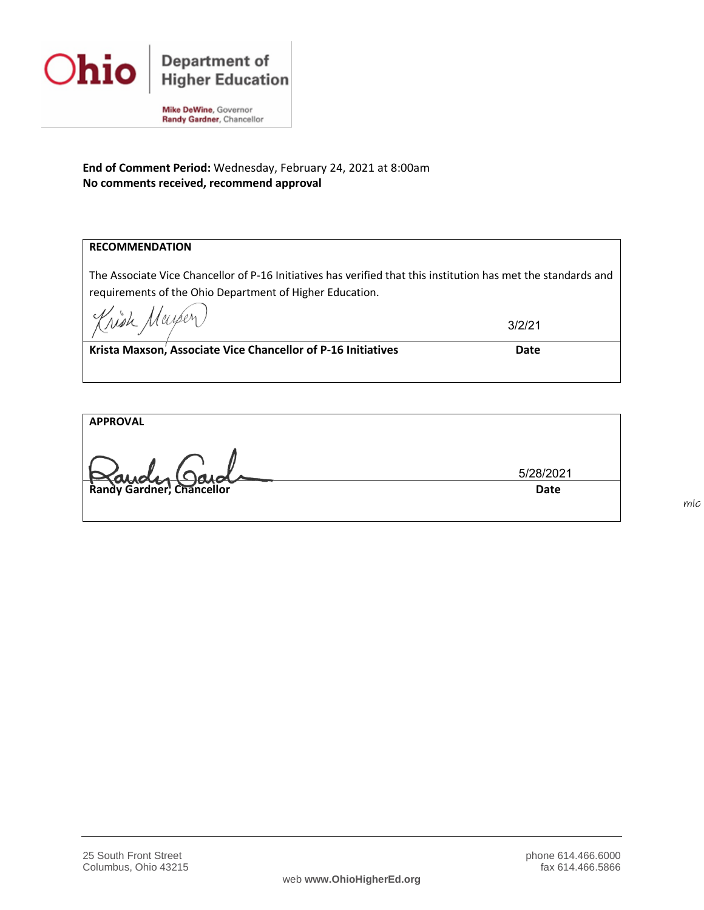**End of Comment Period:** Wednesday, February 24, 2021 at 8:00am
**No comments received, recommend approval**

**RECOMMENDATION**

The Associate Vice Chancellor of P-16 Initiatives has verified that this institution has met the standards and requirements of the Ohio Department of Higher Education.

3/2/21

**Krista Maxson, Associate Vice Chancellor of P-16 Initiatives** **Date**

**APPROVAL**

5/28/2021

**Randy Gardner, Chancellor** **Date**

mlc